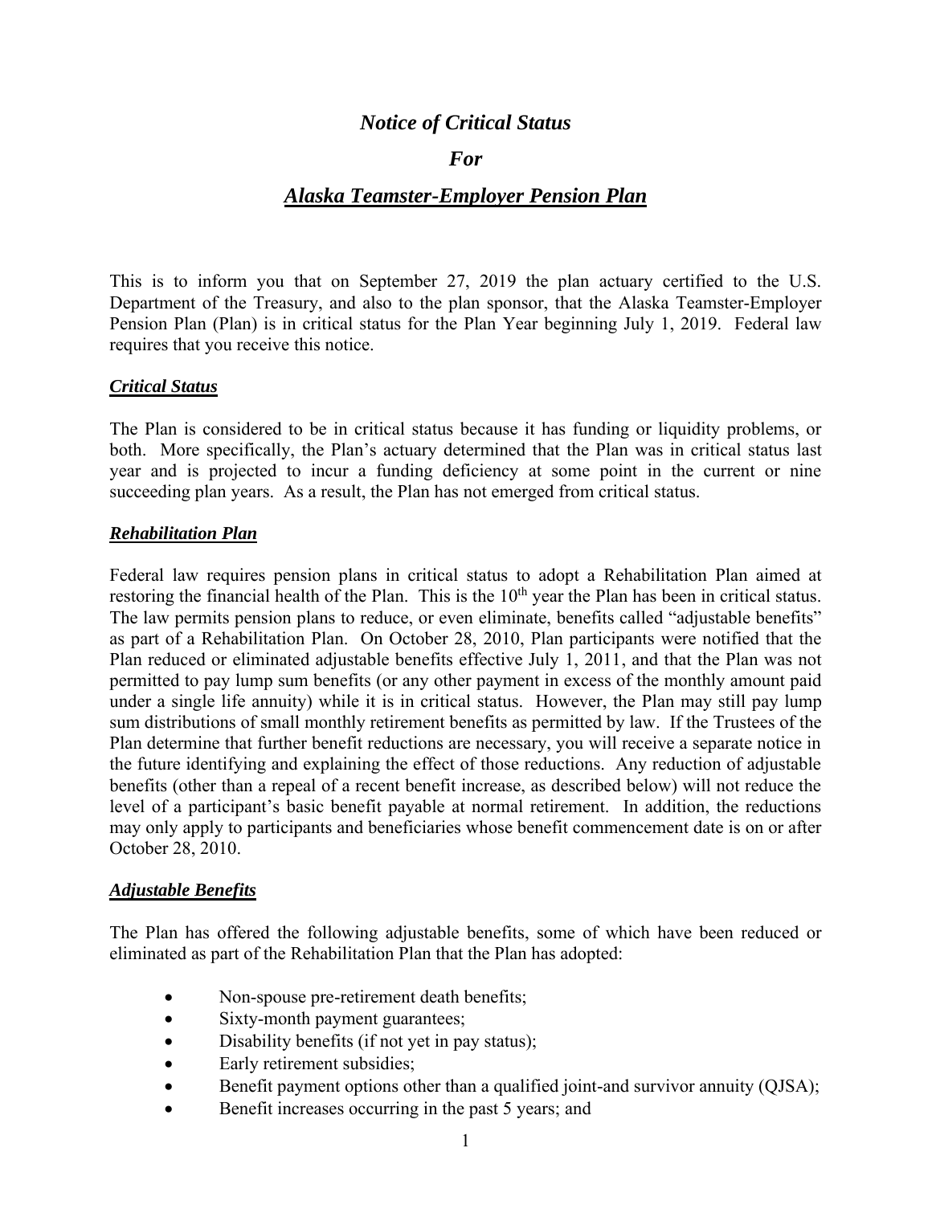# *Notice of Critical Status*

# *For*

# *Alaska Teamster-Employer Pension Plan*

This is to inform you that on September 27, 2019 the plan actuary certified to the U.S. Department of the Treasury, and also to the plan sponsor, that the Alaska Teamster-Employer Pension Plan (Plan) is in critical status for the Plan Year beginning July 1, 2019. Federal law requires that you receive this notice.

## *Critical Status*

The Plan is considered to be in critical status because it has funding or liquidity problems, or both. More specifically, the Plan's actuary determined that the Plan was in critical status last year and is projected to incur a funding deficiency at some point in the current or nine succeeding plan years. As a result, the Plan has not emerged from critical status.

## *Rehabilitation Plan*

Federal law requires pension plans in critical status to adopt a Rehabilitation Plan aimed at restoring the financial health of the Plan. This is the 10th year the Plan has been in critical status. The law permits pension plans to reduce, or even eliminate, benefits called "adjustable benefits" as part of a Rehabilitation Plan. On October 28, 2010, Plan participants were notified that the Plan reduced or eliminated adjustable benefits effective July 1, 2011, and that the Plan was not permitted to pay lump sum benefits (or any other payment in excess of the monthly amount paid under a single life annuity) while it is in critical status. However, the Plan may still pay lump sum distributions of small monthly retirement benefits as permitted by law. If the Trustees of the Plan determine that further benefit reductions are necessary, you will receive a separate notice in the future identifying and explaining the effect of those reductions. Any reduction of adjustable benefits (other than a repeal of a recent benefit increase, as described below) will not reduce the level of a participant's basic benefit payable at normal retirement. In addition, the reductions may only apply to participants and beneficiaries whose benefit commencement date is on or after October 28, 2010.

## *Adjustable Benefits*

The Plan has offered the following adjustable benefits, some of which have been reduced or eliminated as part of the Rehabilitation Plan that the Plan has adopted:

- Non-spouse pre-retirement death benefits;
- Sixty-month payment guarantees;
- Disability benefits (if not yet in pay status);
- Early retirement subsidies;
- Benefit payment options other than a qualified joint-and survivor annuity (QJSA);
- Benefit increases occurring in the past 5 years; and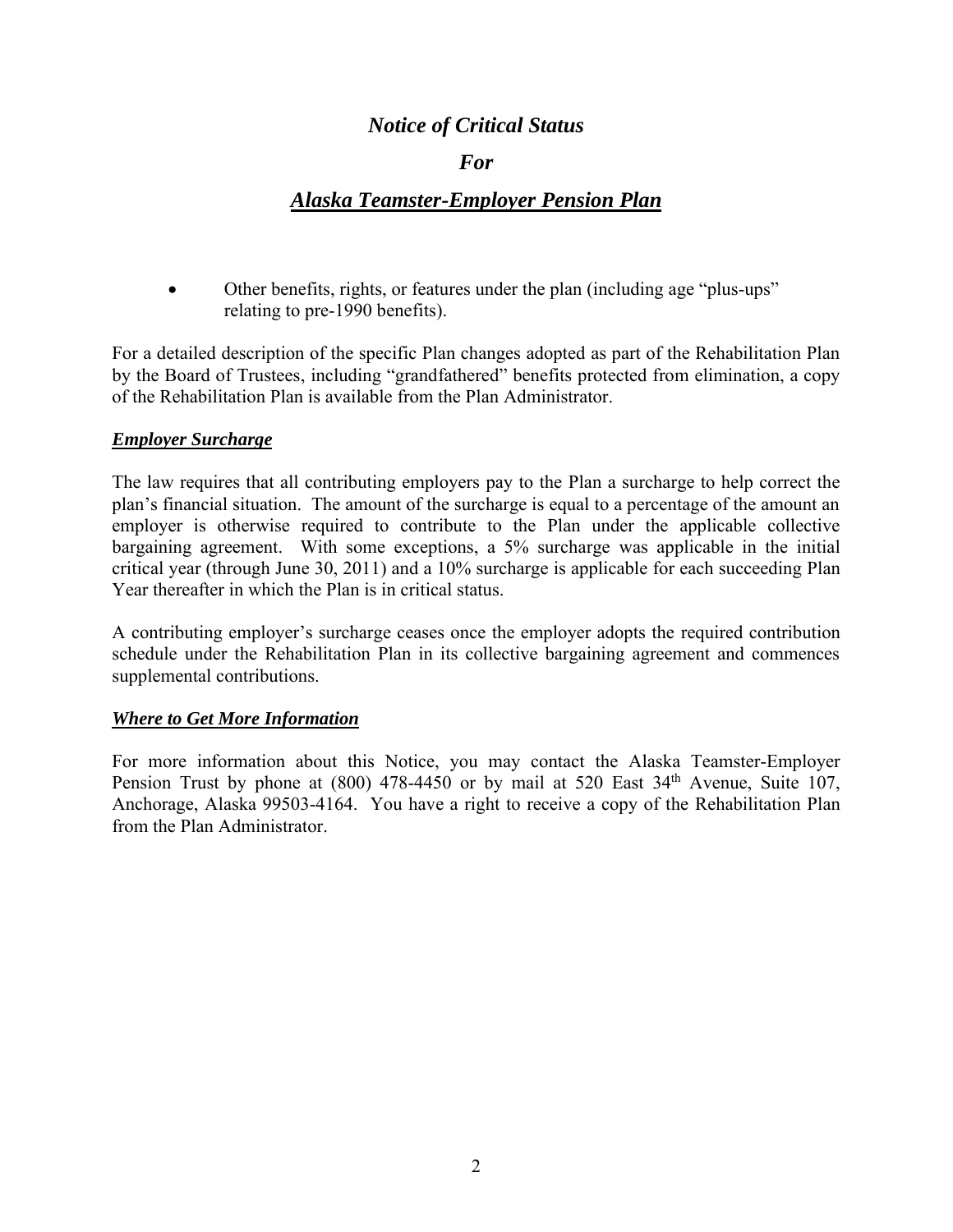# *Notice of Critical Status*

# *For*

# *Alaska Teamster-Employer Pension Plan*

- Other benefits, rights, or features under the plan (including age "plus-ups" relating to pre-1990 benefits).

For a detailed description of the specific Plan changes adopted as part of the Rehabilitation Plan by the Board of Trustees, including "grandfathered" benefits protected from elimination, a copy of the Rehabilitation Plan is available from the Plan Administrator.

## ***Employer Surcharge***

The law requires that all contributing employers pay to the Plan a surcharge to help correct the plan's financial situation. The amount of the surcharge is equal to a percentage of the amount an employer is otherwise required to contribute to the Plan under the applicable collective bargaining agreement. With some exceptions, a 5% surcharge was applicable in the initial critical year (through June 30, 2011) and a 10% surcharge is applicable for each succeeding Plan Year thereafter in which the Plan is in critical status.

A contributing employer's surcharge ceases once the employer adopts the required contribution schedule under the Rehabilitation Plan in its collective bargaining agreement and commences supplemental contributions.

## ***Where to Get More Information***

For more information about this Notice, you may contact the Alaska Teamster-Employer Pension Trust by phone at (800) 478-4450 or by mail at 520 East 34th Avenue, Suite 107, Anchorage, Alaska 99503-4164. You have a right to receive a copy of the Rehabilitation Plan from the Plan Administrator.